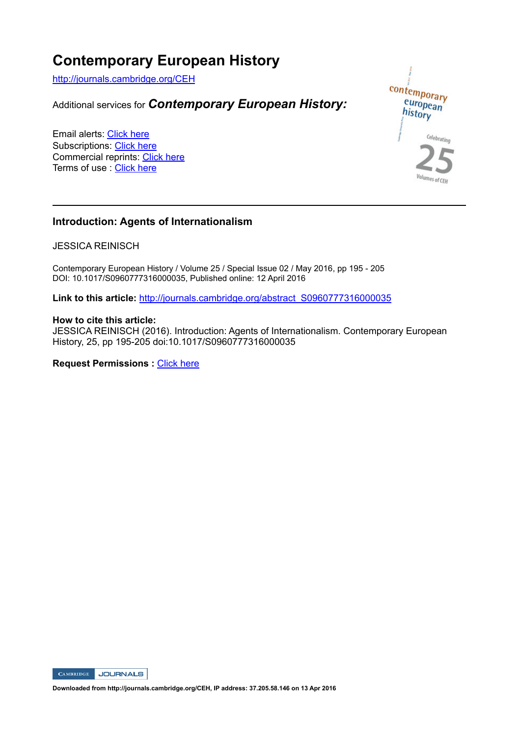# Contemporary European History

http://journals.cambridge.org/CEH

Additional services for ***Contemporary European History:***

Email alerts: Click here
Subscriptions: Click here
Commercial reprints: Click here
Terms of use : Click here

---

## Introduction: Agents of Internationalism

JESSICA REINISCH

Contemporary European History / Volume 25 / Special Issue 02 / May 2016, pp 195 - 205
DOI: 10.1017/S0960777316000035, Published online: 12 April 2016

**Link to this article:** http://journals.cambridge.org/abstract_S0960777316000035

**How to cite this article:**
JESSICA REINISCH (2016). Introduction: Agents of Internationalism. Contemporary European History, 25, pp 195-205 doi:10.1017/S0960777316000035

**Request Permissions :** Click here

**Downloaded from http://journals.cambridge.org/CEH, IP address: 37.205.58.146 on 13 Apr 2016**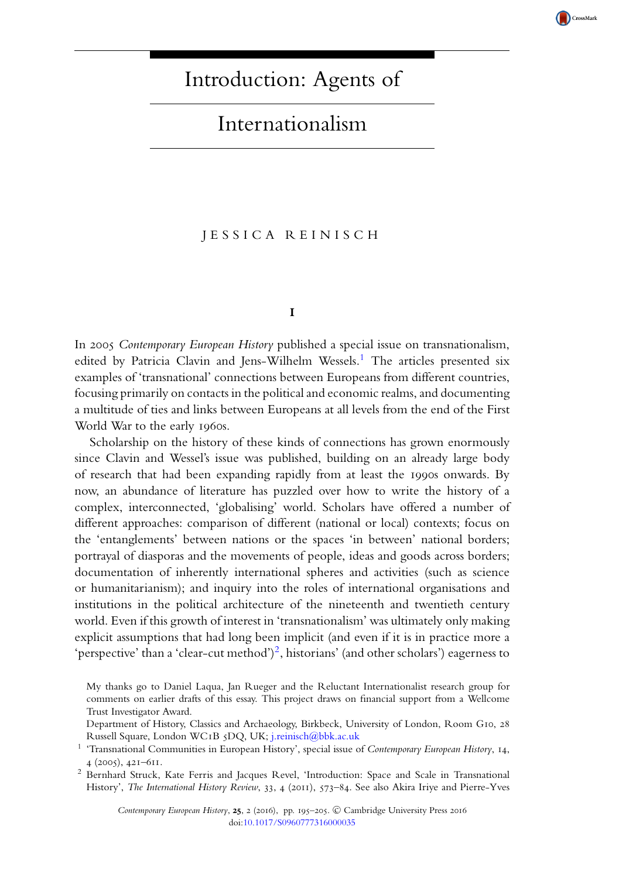# Introduction: Agents of Internationalism

JESSICA REINISCH

## I

In 2005 *Contemporary European History* published a special issue on transnationalism, edited by Patricia Clavin and Jens-Wilhelm Wessels.[1] The articles presented six examples of 'transnational' connections between Europeans from different countries, focusing primarily on contacts in the political and economic realms, and documenting a multitude of ties and links between Europeans at all levels from the end of the First World War to the early 1960s.

Scholarship on the history of these kinds of connections has grown enormously since Clavin and Wessel's issue was published, building on an already large body of research that had been expanding rapidly from at least the 1990s onwards. By now, an abundance of literature has puzzled over how to write the history of a complex, interconnected, 'globalising' world. Scholars have offered a number of different approaches: comparison of different (national or local) contexts; focus on the 'entanglements' between nations or the spaces 'in between' national borders; portrayal of diasporas and the movements of people, ideas and goods across borders; documentation of inherently international spheres and activities (such as science or humanitarianism); and inquiry into the roles of international organisations and institutions in the political architecture of the nineteenth and twentieth century world. Even if this growth of interest in 'transnationalism' was ultimately only making explicit assumptions that had long been implicit (and even if it is in practice more a 'perspective' than a 'clear-cut method')[2], historians' (and other scholars') eagerness to

My thanks go to Daniel Laqua, Jan Rueger and the Reluctant Internationalist research group for comments on earlier drafts of this essay. This project draws on financial support from a Wellcome Trust Investigator Award.

Department of History, Classics and Archaeology, Birkbeck, University of London, Room G10, 28 Russell Square, London WC1B 5DQ, UK; j.reinisch@bbk.ac.uk

[1] 'Transnational Communities in European History', special issue of *Contemporary European History*, 14, 4 (2005), 421–611.

[2] Bernhard Struck, Kate Ferris and Jacques Revel, 'Introduction: Space and Scale in Transnational History', *The International History Review*, 33, 4 (2011), 573–84. See also Akira Iriye and Pierre-Yves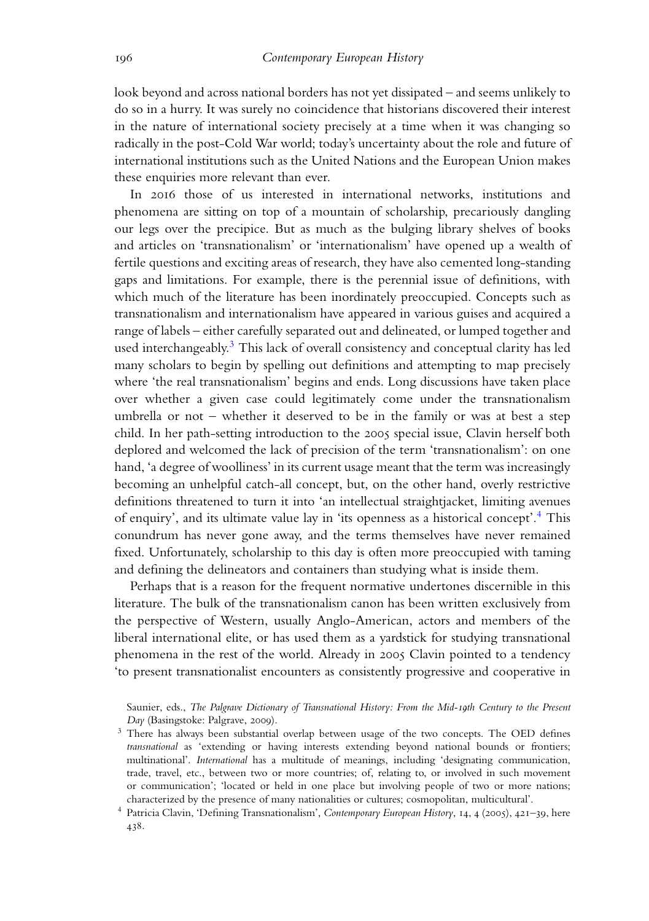look beyond and across national borders has not yet dissipated – and seems unlikely to do so in a hurry. It was surely no coincidence that historians discovered their interest in the nature of international society precisely at a time when it was changing so radically in the post-Cold War world; today's uncertainty about the role and future of international institutions such as the United Nations and the European Union makes these enquiries more relevant than ever.

In 2016 those of us interested in international networks, institutions and phenomena are sitting on top of a mountain of scholarship, precariously dangling our legs over the precipice. But as much as the bulging library shelves of books and articles on 'transnationalism' or 'internationalism' have opened up a wealth of fertile questions and exciting areas of research, they have also cemented long-standing gaps and limitations. For example, there is the perennial issue of definitions, with which much of the literature has been inordinately preoccupied. Concepts such as transnationalism and internationalism have appeared in various guises and acquired a range of labels – either carefully separated out and delineated, or lumped together and used interchangeably.[3] This lack of overall consistency and conceptual clarity has led many scholars to begin by spelling out definitions and attempting to map precisely where 'the real transnationalism' begins and ends. Long discussions have taken place over whether a given case could legitimately come under the transnationalism umbrella or not – whether it deserved to be in the family or was at best a step child. In her path-setting introduction to the 2005 special issue, Clavin herself both deplored and welcomed the lack of precision of the term 'transnationalism': on one hand, 'a degree of woolliness' in its current usage meant that the term was increasingly becoming an unhelpful catch-all concept, but, on the other hand, overly restrictive definitions threatened to turn it into 'an intellectual straightjacket, limiting avenues of enquiry', and its ultimate value lay in 'its openness as a historical concept'.[4] This conundrum has never gone away, and the terms themselves have never remained fixed. Unfortunately, scholarship to this day is often more preoccupied with taming and defining the delineators and containers than studying what is inside them.

Perhaps that is a reason for the frequent normative undertones discernible in this literature. The bulk of the transnationalism canon has been written exclusively from the perspective of Western, usually Anglo-American, actors and members of the liberal international elite, or has used them as a yardstick for studying transnational phenomena in the rest of the world. Already in 2005 Clavin pointed to a tendency 'to present transnationalist encounters as consistently progressive and cooperative in

Saunier, eds., *The Palgrave Dictionary of Transnational History: From the Mid-19th Century to the Present Day* (Basingstoke: Palgrave, 2009).

[3] There has always been substantial overlap between usage of the two concepts. The OED defines *transnational* as 'extending or having interests extending beyond national bounds or frontiers; multinational'. *International* has a multitude of meanings, including 'designating communication, trade, travel, etc., between two or more countries; of, relating to, or involved in such movement or communication'; 'located or held in one place but involving people of two or more nations; characterized by the presence of many nationalities or cultures; cosmopolitan, multicultural'.

[4] Patricia Clavin, 'Defining Transnationalism', *Contemporary European History*, 14, 4 (2005), 421–39, here 438.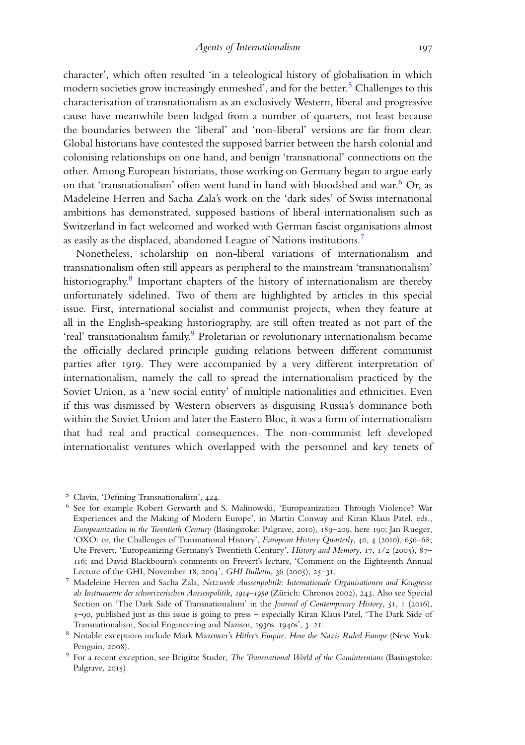character', which often resulted 'in a teleological history of globalisation in which modern societies grow increasingly enmeshed', and for the better.[5] Challenges to this characterisation of transnationalism as an exclusively Western, liberal and progressive cause have meanwhile been lodged from a number of quarters, not least because the boundaries between the 'liberal' and 'non-liberal' versions are far from clear. Global historians have contested the supposed barrier between the harsh colonial and colonising relationships on one hand, and benign 'transnational' connections on the other. Among European historians, those working on Germany began to argue early on that 'transnationalism' often went hand in hand with bloodshed and war.[6] Or, as Madeleine Herren and Sacha Zala's work on the 'dark sides' of Swiss international ambitions has demonstrated, supposed bastions of liberal internationalism such as Switzerland in fact welcomed and worked with German fascist organisations almost as easily as the displaced, abandoned League of Nations institutions.[7]

Nonetheless, scholarship on non-liberal variations of internationalism and transnationalism often still appears as peripheral to the mainstream 'transnationalism' historiography.[8] Important chapters of the history of internationalism are thereby unfortunately sidelined. Two of them are highlighted by articles in this special issue. First, international socialist and communist projects, when they feature at all in the English-speaking historiography, are still often treated as not part of the 'real' transnationalism family.[9] Proletarian or revolutionary internationalism became the officially declared principle guiding relations between different communist parties after 1919. They were accompanied by a very different interpretation of internationalism, namely the call to spread the internationalism practiced by the Soviet Union, as a 'new social entity' of multiple nationalities and ethnicities. Even if this was dismissed by Western observers as disguising Russia's dominance both within the Soviet Union and later the Eastern Bloc, it was a form of internationalism that had real and practical consequences. The non-communist left developed internationalist ventures which overlapped with the personnel and key tenets of

[5] Clavin, 'Defining Transnationalism', 424.

[6] See for example Robert Gerwarth and S. Malinowski, 'Europeanization Through Violence? War Experiences and the Making of Modern Europe', in Martin Conway and Kiran Klaus Patel, eds., *Europeanization in the Twentieth Century* (Basingstoke: Palgrave, 2010), 189–209, here 190; Jan Rueger, 'OXO: or, the Challenges of Transnational History', *European History Quarterly*, 40, 4 (2010), 656–68; Ute Frevert, 'Europeanizing Germany's Twentieth Century', *History and Memory*, 17, 1/2 (2005), 87–116; and David Blackbourn's comments on Frevert's lecture, 'Comment on the Eighteenth Annual Lecture of the GHI, November 18, 2004', *GHI Bulletin*, 36 (2005), 25–31.

[7] Madeleine Herren and Sacha Zala, *Netzwerk Aussenpolitik: Internationale Organisationen and Kongresse als Instrumente der schweizerischen Aussenpolitik, 1914–1950* (Zürich: Chronos 2002), 243. Also see Special Section on 'The Dark Side of Transnationalism' in the *Journal of Contemporary History*, 51, 1 (2016), 3–90, published just as this issue is going to press – especially Kiran Klaus Patel, 'The Dark Side of Transnationalism, Social Engineering and Nazism, 1930s–1940s', 3–21.

[8] Notable exceptions include Mark Mazower's *Hitler's Empire: How the Nazis Ruled Europe* (New York: Penguin, 2008).

[9] For a recent exception, see Brigitte Studer, *The Transnational World of the Cominternians* (Basingstoke: Palgrave, 2015).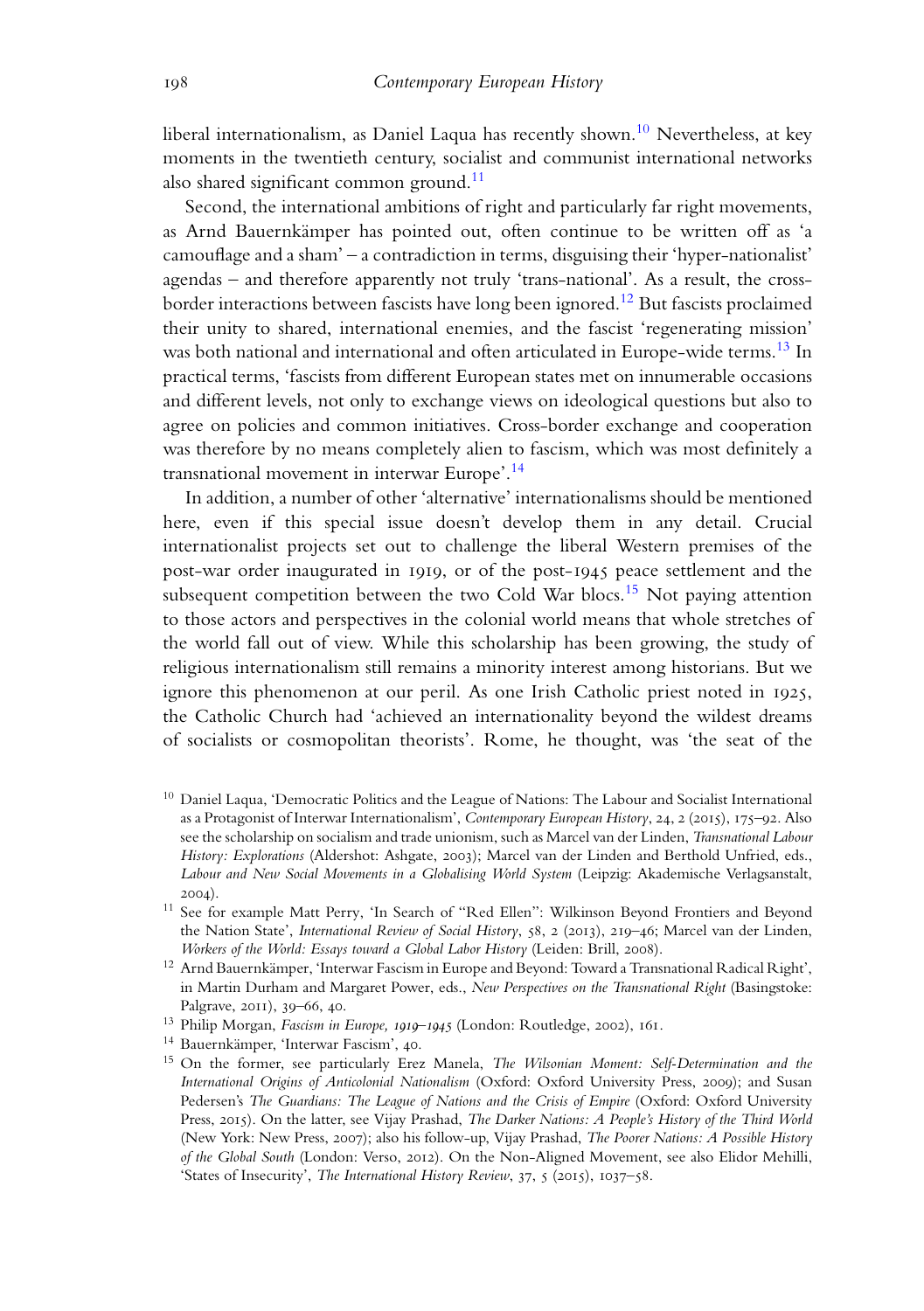liberal internationalism, as Daniel Laqua has recently shown.[10] Nevertheless, at key moments in the twentieth century, socialist and communist international networks also shared significant common ground.[11]

Second, the international ambitions of right and particularly far right movements, as Arnd Bauernkämper has pointed out, often continue to be written off as 'a camouflage and a sham' – a contradiction in terms, disguising their 'hyper-nationalist' agendas – and therefore apparently not truly 'trans-national'. As a result, the cross-border interactions between fascists have long been ignored.[12] But fascists proclaimed their unity to shared, international enemies, and the fascist 'regenerating mission' was both national and international and often articulated in Europe-wide terms.[13] In practical terms, 'fascists from different European states met on innumerable occasions and different levels, not only to exchange views on ideological questions but also to agree on policies and common initiatives. Cross-border exchange and cooperation was therefore by no means completely alien to fascism, which was most definitely a transnational movement in interwar Europe'.[14]

In addition, a number of other 'alternative' internationalisms should be mentioned here, even if this special issue doesn't develop them in any detail. Crucial internationalist projects set out to challenge the liberal Western premises of the post-war order inaugurated in 1919, or of the post-1945 peace settlement and the subsequent competition between the two Cold War blocs.[15] Not paying attention to those actors and perspectives in the colonial world means that whole stretches of the world fall out of view. While this scholarship has been growing, the study of religious internationalism still remains a minority interest among historians. But we ignore this phenomenon at our peril. As one Irish Catholic priest noted in 1925, the Catholic Church had 'achieved an internationality beyond the wildest dreams of socialists or cosmopolitan theorists'. Rome, he thought, was 'the seat of the

[10] Daniel Laqua, 'Democratic Politics and the League of Nations: The Labour and Socialist International as a Protagonist of Interwar Internationalism', *Contemporary European History*, 24, 2 (2015), 175–92. Also see the scholarship on socialism and trade unionism, such as Marcel van der Linden, *Transnational Labour History: Explorations* (Aldershot: Ashgate, 2003); Marcel van der Linden and Berthold Unfried, eds., *Labour and New Social Movements in a Globalising World System* (Leipzig: Akademische Verlagsanstalt, 2004).

[11] See for example Matt Perry, 'In Search of "Red Ellen": Wilkinson Beyond Frontiers and Beyond the Nation State', *International Review of Social History*, 58, 2 (2013), 219–46; Marcel van der Linden, *Workers of the World: Essays toward a Global Labor History* (Leiden: Brill, 2008).

[12] Arnd Bauernkämper, 'Interwar Fascism in Europe and Beyond: Toward a Transnational Radical Right', in Martin Durham and Margaret Power, eds., *New Perspectives on the Transnational Right* (Basingstoke: Palgrave, 2011), 39–66, 40.

[13] Philip Morgan, *Fascism in Europe, 1919–1945* (London: Routledge, 2002), 161.

[14] Bauernkämper, 'Interwar Fascism', 40.

[15] On the former, see particularly Erez Manela, *The Wilsonian Moment: Self-Determination and the International Origins of Anticolonial Nationalism* (Oxford: Oxford University Press, 2009); and Susan Pedersen's *The Guardians: The League of Nations and the Crisis of Empire* (Oxford: Oxford University Press, 2015). On the latter, see Vijay Prashad, *The Darker Nations: A People's History of the Third World* (New York: New Press, 2007); also his follow-up, Vijay Prashad, *The Poorer Nations: A Possible History of the Global South* (London: Verso, 2012). On the Non-Aligned Movement, see also Elidor Mehilli, 'States of Insecurity', *The International History Review*, 37, 5 (2015), 1037–58.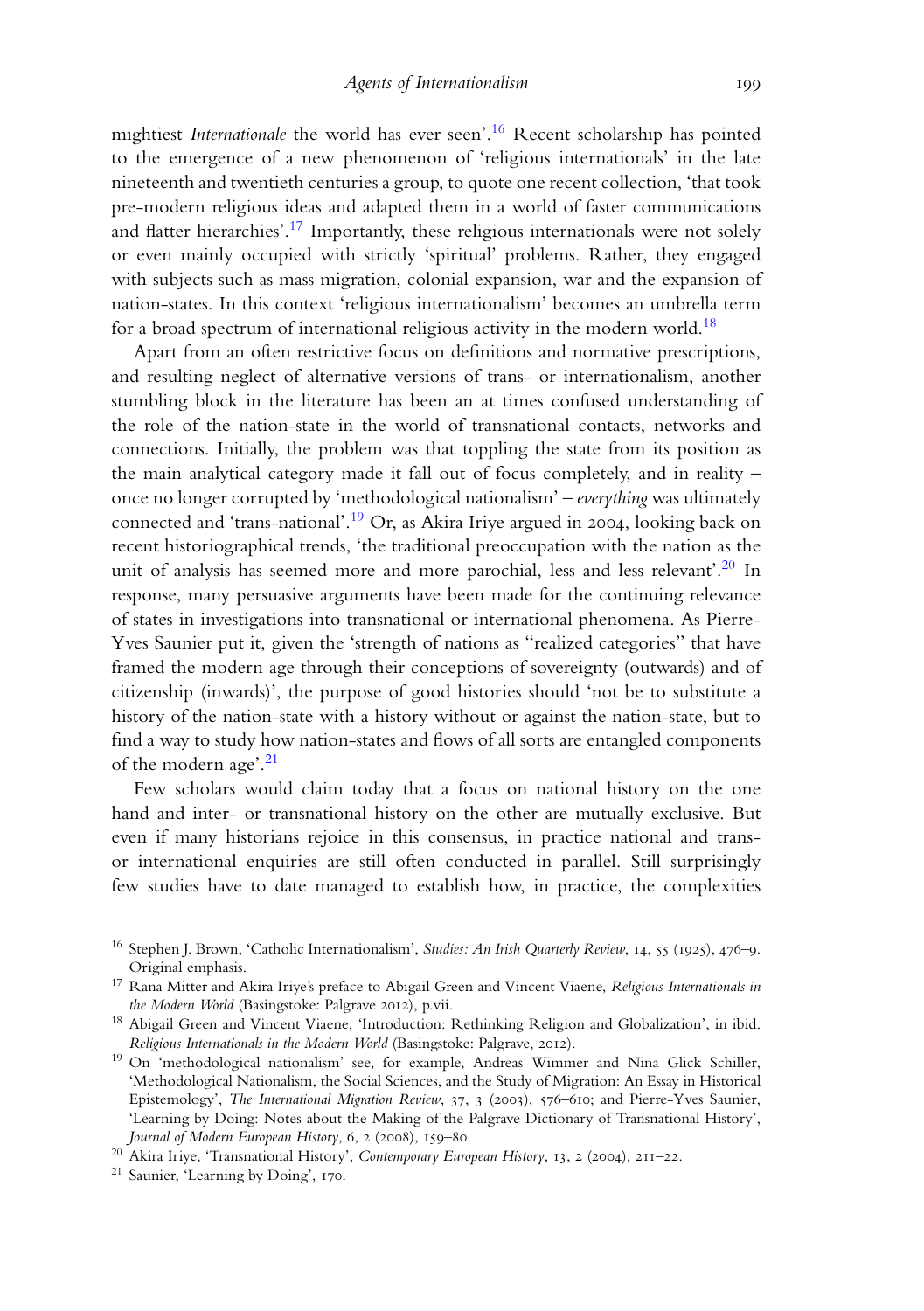mightiest *Internationale* the world has ever seen'.[16] Recent scholarship has pointed to the emergence of a new phenomenon of 'religious internationals' in the late nineteenth and twentieth centuries a group, to quote one recent collection, 'that took pre-modern religious ideas and adapted them in a world of faster communications and flatter hierarchies'.[17] Importantly, these religious internationals were not solely or even mainly occupied with strictly 'spiritual' problems. Rather, they engaged with subjects such as mass migration, colonial expansion, war and the expansion of nation-states. In this context 'religious internationalism' becomes an umbrella term for a broad spectrum of international religious activity in the modern world.[18]

Apart from an often restrictive focus on definitions and normative prescriptions, and resulting neglect of alternative versions of trans- or internationalism, another stumbling block in the literature has been an at times confused understanding of the role of the nation-state in the world of transnational contacts, networks and connections. Initially, the problem was that toppling the state from its position as the main analytical category made it fall out of focus completely, and in reality – once no longer corrupted by 'methodological nationalism' – *everything* was ultimately connected and 'trans-national'.[19] Or, as Akira Iriye argued in 2004, looking back on recent historiographical trends, 'the traditional preoccupation with the nation as the unit of analysis has seemed more and more parochial, less and less relevant'.[20] In response, many persuasive arguments have been made for the continuing relevance of states in investigations into transnational or international phenomena. As Pierre-Yves Saunier put it, given the 'strength of nations as "realized categories" that have framed the modern age through their conceptions of sovereignty (outwards) and of citizenship (inwards)', the purpose of good histories should 'not be to substitute a history of the nation-state with a history without or against the nation-state, but to find a way to study how nation-states and flows of all sorts are entangled components of the modern age'.[21]

Few scholars would claim today that a focus on national history on the one hand and inter- or transnational history on the other are mutually exclusive. But even if many historians rejoice in this consensus, in practice national and trans- or international enquiries are still often conducted in parallel. Still surprisingly few studies have to date managed to establish how, in practice, the complexities

[16] Stephen J. Brown, 'Catholic Internationalism', *Studies: An Irish Quarterly Review*, 14, 55 (1925), 476–9. Original emphasis.

[17] Rana Mitter and Akira Iriye's preface to Abigail Green and Vincent Viaene, *Religious Internationals in the Modern World* (Basingstoke: Palgrave 2012), p.vii.

[18] Abigail Green and Vincent Viaene, 'Introduction: Rethinking Religion and Globalization', in ibid. *Religious Internationals in the Modern World* (Basingstoke: Palgrave, 2012).

[19] On 'methodological nationalism' see, for example, Andreas Wimmer and Nina Glick Schiller, 'Methodological Nationalism, the Social Sciences, and the Study of Migration: An Essay in Historical Epistemology', *The International Migration Review*, 37, 3 (2003), 576–610; and Pierre-Yves Saunier, 'Learning by Doing: Notes about the Making of the Palgrave Dictionary of Transnational History', *Journal of Modern European History*, 6, 2 (2008), 159–80.

[20] Akira Iriye, 'Transnational History', *Contemporary European History*, 13, 2 (2004), 211–22.

[21] Saunier, 'Learning by Doing', 170.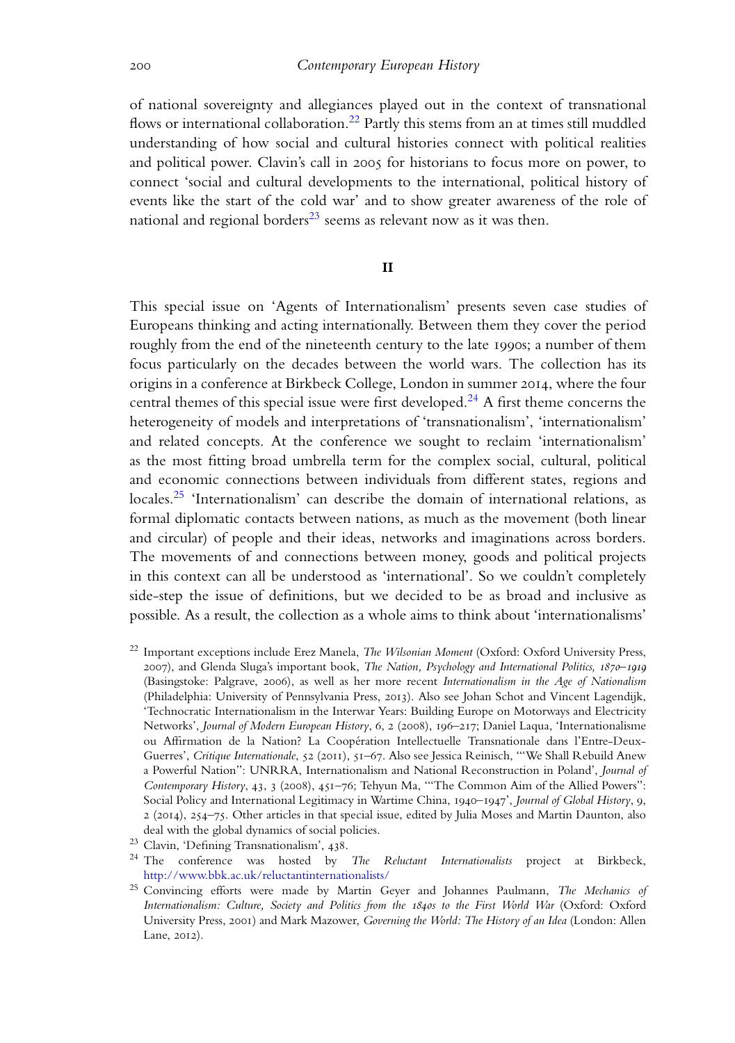of national sovereignty and allegiances played out in the context of transnational flows or international collaboration.[22] Partly this stems from an at times still muddled understanding of how social and cultural histories connect with political realities and political power. Clavin's call in 2005 for historians to focus more on power, to connect 'social and cultural developments to the international, political history of events like the start of the cold war' and to show greater awareness of the role of national and regional borders[23] seems as relevant now as it was then.

## II

This special issue on 'Agents of Internationalism' presents seven case studies of Europeans thinking and acting internationally. Between them they cover the period roughly from the end of the nineteenth century to the late 1990s; a number of them focus particularly on the decades between the world wars. The collection has its origins in a conference at Birkbeck College, London in summer 2014, where the four central themes of this special issue were first developed.[24] A first theme concerns the heterogeneity of models and interpretations of 'transnationalism', 'internationalism' and related concepts. At the conference we sought to reclaim 'internationalism' as the most fitting broad umbrella term for the complex social, cultural, political and economic connections between individuals from different states, regions and locales.[25] 'Internationalism' can describe the domain of international relations, as formal diplomatic contacts between nations, as much as the movement (both linear and circular) of people and their ideas, networks and imaginations across borders. The movements of and connections between money, goods and political projects in this context can all be understood as 'international'. So we couldn't completely side-step the issue of definitions, but we decided to be as broad and inclusive as possible. As a result, the collection as a whole aims to think about 'internationalisms'

[22] Important exceptions include Erez Manela, *The Wilsonian Moment* (Oxford: Oxford University Press, 2007), and Glenda Sluga's important book, *The Nation, Psychology and International Politics, 1870–1919* (Basingstoke: Palgrave, 2006), as well as her more recent *Internationalism in the Age of Nationalism* (Philadelphia: University of Pennsylvania Press, 2013). Also see Johan Schot and Vincent Lagendijk, 'Technocratic Internationalism in the Interwar Years: Building Europe on Motorways and Electricity Networks', *Journal of Modern European History*, 6, 2 (2008), 196–217; Daniel Laqua, 'Internationalisme ou Affirmation de la Nation? La Coopération Intellectuelle Transnationale dans l'Entre-Deux-Guerres', *Critique Internationale*, 52 (2011), 51–67. Also see Jessica Reinisch, '"We Shall Rebuild Anew a Powerful Nation": UNRRA, Internationalism and National Reconstruction in Poland', *Journal of Contemporary History*, 43, 3 (2008), 451–76; Tehyun Ma, '"The Common Aim of the Allied Powers": Social Policy and International Legitimacy in Wartime China, 1940–1947', *Journal of Global History*, 9, 2 (2014), 254–75. Other articles in that special issue, edited by Julia Moses and Martin Daunton, also deal with the global dynamics of social policies.

[23] Clavin, 'Defining Transnationalism', 438.

[24] The conference was hosted by *The Reluctant Internationalists* project at Birkbeck, http://www.bbk.ac.uk/reluctantinternationalists/

[25] Convincing efforts were made by Martin Geyer and Johannes Paulmann, *The Mechanics of Internationalism: Culture, Society and Politics from the 1840s to the First World War* (Oxford: Oxford University Press, 2001) and Mark Mazower, *Governing the World: The History of an Idea* (London: Allen Lane, 2012).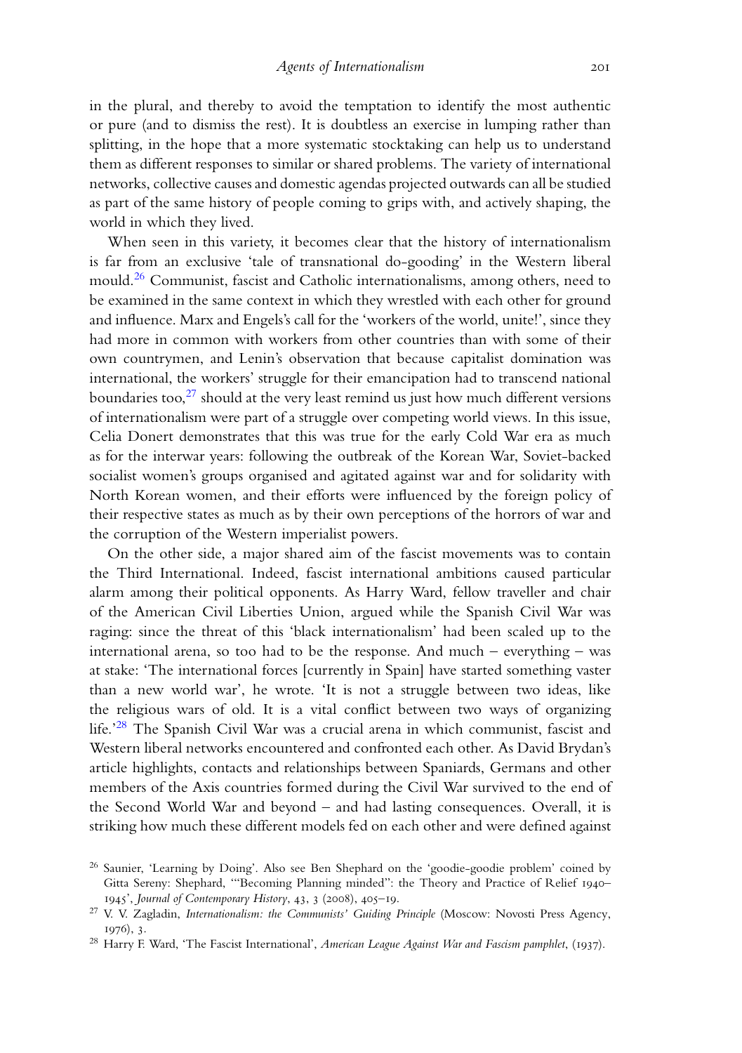in the plural, and thereby to avoid the temptation to identify the most authentic or pure (and to dismiss the rest). It is doubtless an exercise in lumping rather than splitting, in the hope that a more systematic stocktaking can help us to understand them as different responses to similar or shared problems. The variety of international networks, collective causes and domestic agendas projected outwards can all be studied as part of the same history of people coming to grips with, and actively shaping, the world in which they lived.

When seen in this variety, it becomes clear that the history of internationalism is far from an exclusive 'tale of transnational do-gooding' in the Western liberal mould.[26] Communist, fascist and Catholic internationalisms, among others, need to be examined in the same context in which they wrestled with each other for ground and influence. Marx and Engels's call for the 'workers of the world, unite!', since they had more in common with workers from other countries than with some of their own countrymen, and Lenin's observation that because capitalist domination was international, the workers' struggle for their emancipation had to transcend national boundaries too,[27] should at the very least remind us just how much different versions of internationalism were part of a struggle over competing world views. In this issue, Celia Donert demonstrates that this was true for the early Cold War era as much as for the interwar years: following the outbreak of the Korean War, Soviet-backed socialist women's groups organised and agitated against war and for solidarity with North Korean women, and their efforts were influenced by the foreign policy of their respective states as much as by their own perceptions of the horrors of war and the corruption of the Western imperialist powers.

On the other side, a major shared aim of the fascist movements was to contain the Third International. Indeed, fascist international ambitions caused particular alarm among their political opponents. As Harry Ward, fellow traveller and chair of the American Civil Liberties Union, argued while the Spanish Civil War was raging: since the threat of this 'black internationalism' had been scaled up to the international arena, so too had to be the response. And much – everything – was at stake: 'The international forces [currently in Spain] have started something vaster than a new world war', he wrote. 'It is not a struggle between two ideas, like the religious wars of old. It is a vital conflict between two ways of organizing life.'[28] The Spanish Civil War was a crucial arena in which communist, fascist and Western liberal networks encountered and confronted each other. As David Brydan's article highlights, contacts and relationships between Spaniards, Germans and other members of the Axis countries formed during the Civil War survived to the end of the Second World War and beyond – and had lasting consequences. Overall, it is striking how much these different models fed on each other and were defined against

[26] Saunier, 'Learning by Doing'. Also see Ben Shephard on the 'goodie-goodie problem' coined by Gitta Sereny: Shephard, '"Becoming Planning minded": the Theory and Practice of Relief 1940–1945', *Journal of Contemporary History*, 43, 3 (2008), 405–19.

[27] V. V. Zagladin, *Internationalism: the Communists' Guiding Principle* (Moscow: Novosti Press Agency, 1976), 3.

[28] Harry F. Ward, 'The Fascist International', *American League Against War and Fascism pamphlet*, (1937).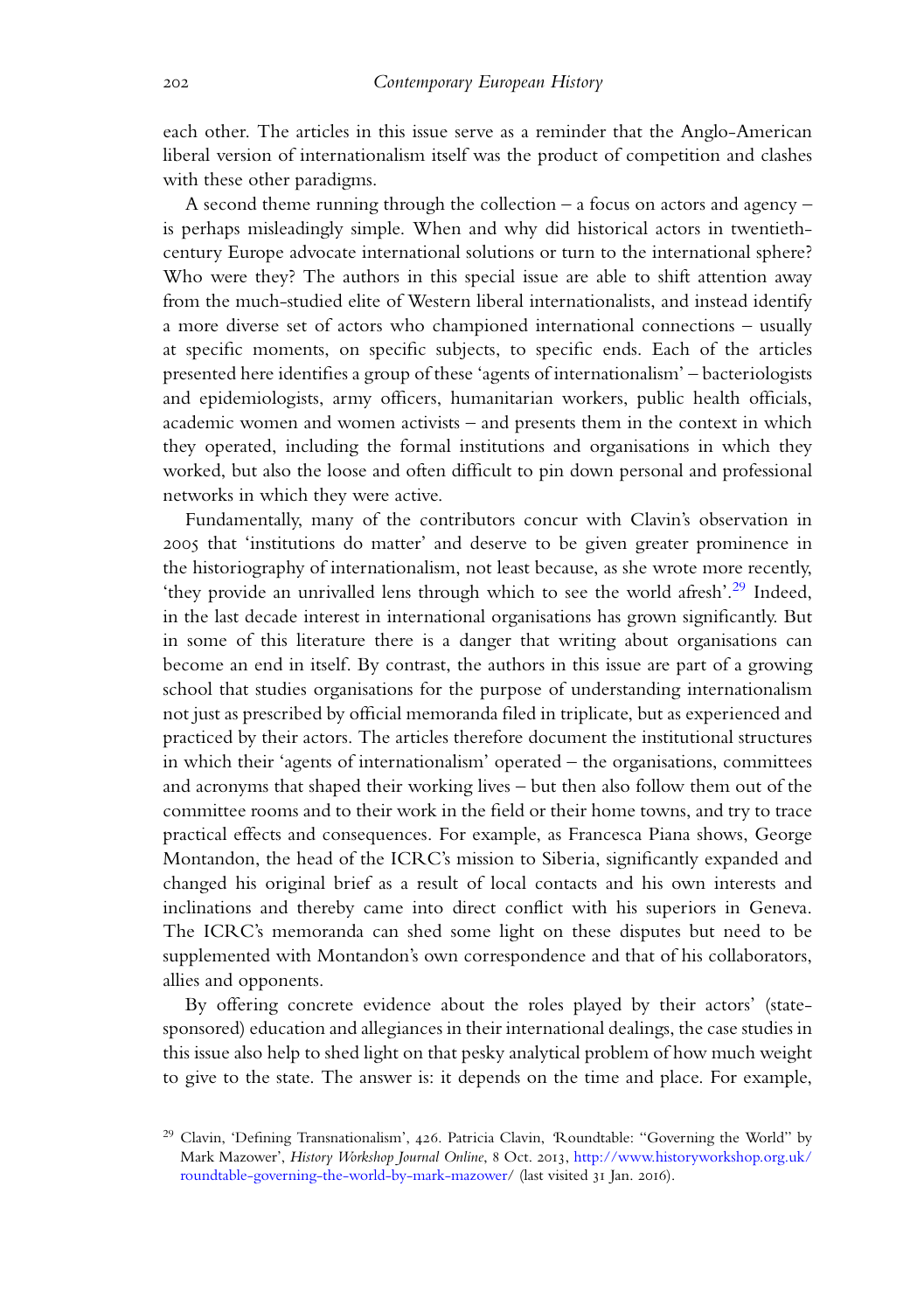each other. The articles in this issue serve as a reminder that the Anglo-American liberal version of internationalism itself was the product of competition and clashes with these other paradigms.

A second theme running through the collection – a focus on actors and agency – is perhaps misleadingly simple. When and why did historical actors in twentieth-century Europe advocate international solutions or turn to the international sphere? Who were they? The authors in this special issue are able to shift attention away from the much-studied elite of Western liberal internationalists, and instead identify a more diverse set of actors who championed international connections – usually at specific moments, on specific subjects, to specific ends. Each of the articles presented here identifies a group of these 'agents of internationalism' – bacteriologists and epidemiologists, army officers, humanitarian workers, public health officials, academic women and women activists – and presents them in the context in which they operated, including the formal institutions and organisations in which they worked, but also the loose and often difficult to pin down personal and professional networks in which they were active.

Fundamentally, many of the contributors concur with Clavin's observation in 2005 that 'institutions do matter' and deserve to be given greater prominence in the historiography of internationalism, not least because, as she wrote more recently, 'they provide an unrivalled lens through which to see the world afresh'.[29] Indeed, in the last decade interest in international organisations has grown significantly. But in some of this literature there is a danger that writing about organisations can become an end in itself. By contrast, the authors in this issue are part of a growing school that studies organisations for the purpose of understanding internationalism not just as prescribed by official memoranda filed in triplicate, but as experienced and practiced by their actors. The articles therefore document the institutional structures in which their 'agents of internationalism' operated – the organisations, committees and acronyms that shaped their working lives – but then also follow them out of the committee rooms and to their work in the field or their home towns, and try to trace practical effects and consequences. For example, as Francesca Piana shows, George Montandon, the head of the ICRC's mission to Siberia, significantly expanded and changed his original brief as a result of local contacts and his own interests and inclinations and thereby came into direct conflict with his superiors in Geneva. The ICRC's memoranda can shed some light on these disputes but need to be supplemented with Montandon's own correspondence and that of his collaborators, allies and opponents.

By offering concrete evidence about the roles played by their actors' (state-sponsored) education and allegiances in their international dealings, the case studies in this issue also help to shed light on that pesky analytical problem of how much weight to give to the state. The answer is: it depends on the time and place. For example,

[29] Clavin, 'Defining Transnationalism', 426. Patricia Clavin, 'Roundtable: "Governing the World" by Mark Mazower', *History Workshop Journal Online*, 8 Oct. 2013, http://www.historyworkshop.org.uk/roundtable-governing-the-world-by-mark-mazower/ (last visited 31 Jan. 2016).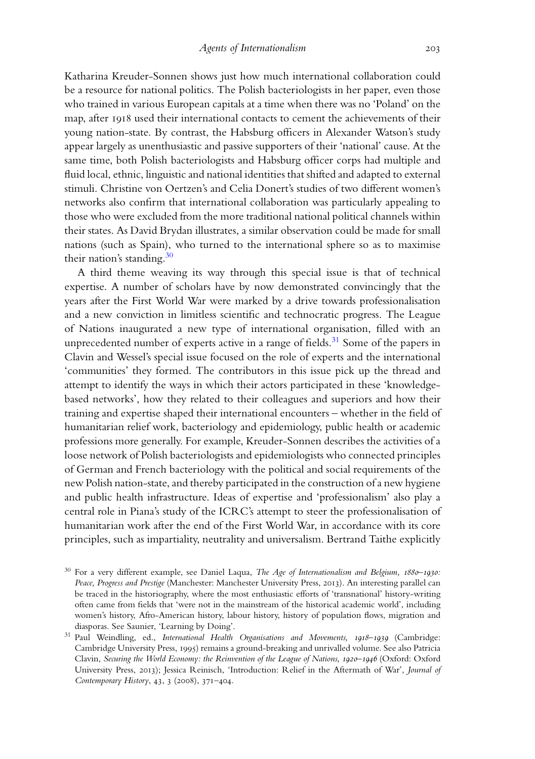Katharina Kreuder-Sonnen shows just how much international collaboration could be a resource for national politics. The Polish bacteriologists in her paper, even those who trained in various European capitals at a time when there was no 'Poland' on the map, after 1918 used their international contacts to cement the achievements of their young nation-state. By contrast, the Habsburg officers in Alexander Watson's study appear largely as unenthusiastic and passive supporters of their 'national' cause. At the same time, both Polish bacteriologists and Habsburg officer corps had multiple and fluid local, ethnic, linguistic and national identities that shifted and adapted to external stimuli. Christine von Oertzen's and Celia Donert's studies of two different women's networks also confirm that international collaboration was particularly appealing to those who were excluded from the more traditional national political channels within their states. As David Brydan illustrates, a similar observation could be made for small nations (such as Spain), who turned to the international sphere so as to maximise their nation's standing.[30]

A third theme weaving its way through this special issue is that of technical expertise. A number of scholars have by now demonstrated convincingly that the years after the First World War were marked by a drive towards professionalisation and a new conviction in limitless scientific and technocratic progress. The League of Nations inaugurated a new type of international organisation, filled with an unprecedented number of experts active in a range of fields.[31] Some of the papers in Clavin and Wessel's special issue focused on the role of experts and the international 'communities' they formed. The contributors in this issue pick up the thread and attempt to identify the ways in which their actors participated in these 'knowledge-based networks', how they related to their colleagues and superiors and how their training and expertise shaped their international encounters – whether in the field of humanitarian relief work, bacteriology and epidemiology, public health or academic professions more generally. For example, Kreuder-Sonnen describes the activities of a loose network of Polish bacteriologists and epidemiologists who connected principles of German and French bacteriology with the political and social requirements of the new Polish nation-state, and thereby participated in the construction of a new hygiene and public health infrastructure. Ideas of expertise and 'professionalism' also play a central role in Piana's study of the ICRC's attempt to steer the professionalisation of humanitarian work after the end of the First World War, in accordance with its core principles, such as impartiality, neutrality and universalism. Bertrand Taithe explicitly

---

[30] For a very different example, see Daniel Laqua, *The Age of Internationalism and Belgium, 1880–1930: Peace, Progress and Prestige* (Manchester: Manchester University Press, 2013). An interesting parallel can be traced in the historiography, where the most enthusiastic efforts of 'transnational' history-writing often came from fields that 'were not in the mainstream of the historical academic world', including women's history, Afro-American history, labour history, history of population flows, migration and diasporas. See Saunier, 'Learning by Doing'.

[31] Paul Weindling, ed., *International Health Organisations and Movements, 1918–1939* (Cambridge: Cambridge University Press, 1995) remains a ground-breaking and unrivalled volume. See also Patricia Clavin, *Securing the World Economy: the Reinvention of the League of Nations, 1920–1946* (Oxford: Oxford University Press, 2013); Jessica Reinisch, 'Introduction: Relief in the Aftermath of War', *Journal of Contemporary History*, 43, 3 (2008), 371–404.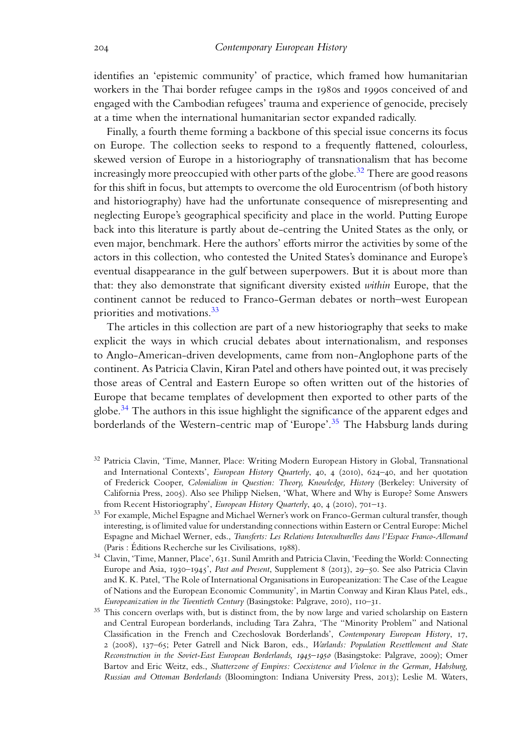identifies an 'epistemic community' of practice, which framed how humanitarian workers in the Thai border refugee camps in the 1980s and 1990s conceived of and engaged with the Cambodian refugees' trauma and experience of genocide, precisely at a time when the international humanitarian sector expanded radically.

Finally, a fourth theme forming a backbone of this special issue concerns its focus on Europe. The collection seeks to respond to a frequently flattened, colourless, skewed version of Europe in a historiography of transnationalism that has become increasingly more preoccupied with other parts of the globe.[32] There are good reasons for this shift in focus, but attempts to overcome the old Eurocentrism (of both history and historiography) have had the unfortunate consequence of misrepresenting and neglecting Europe's geographical specificity and place in the world. Putting Europe back into this literature is partly about de-centring the United States as the only, or even major, benchmark. Here the authors' efforts mirror the activities by some of the actors in this collection, who contested the United States's dominance and Europe's eventual disappearance in the gulf between superpowers. But it is about more than that: they also demonstrate that significant diversity existed *within* Europe, that the continent cannot be reduced to Franco-German debates or north–west European priorities and motivations.[33]

The articles in this collection are part of a new historiography that seeks to make explicit the ways in which crucial debates about internationalism, and responses to Anglo-American-driven developments, came from non-Anglophone parts of the continent. As Patricia Clavin, Kiran Patel and others have pointed out, it was precisely those areas of Central and Eastern Europe so often written out of the histories of Europe that became templates of development then exported to other parts of the globe.[34] The authors in this issue highlight the significance of the apparent edges and borderlands of the Western-centric map of 'Europe'.[35] The Habsburg lands during

[32] Patricia Clavin, 'Time, Manner, Place: Writing Modern European History in Global, Transnational and International Contexts', *European History Quarterly*, 40, 4 (2010), 624–40, and her quotation of Frederick Cooper, *Colonialism in Question: Theory, Knowledge, History* (Berkeley: University of California Press, 2005). Also see Philipp Nielsen, 'What, Where and Why is Europe? Some Answers from Recent Historiography', *European History Quarterly*, 40, 4 (2010), 701–13.

[33] For example, Michel Espagne and Michael Werner's work on Franco-German cultural transfer, though interesting, is of limited value for understanding connections within Eastern or Central Europe: Michel Espagne and Michael Werner, eds., *Transferts: Les Relations Interculturelles dans l'Espace Franco-Allemand* (Paris : Éditions Recherche sur les Civilisations, 1988).

[34] Clavin, 'Time, Manner, Place', 631. Sunil Amrith and Patricia Clavin, 'Feeding the World: Connecting Europe and Asia, 1930–1945', *Past and Present*, Supplement 8 (2013), 29–50. See also Patricia Clavin and K. K. Patel, 'The Role of International Organisations in Europeanization: The Case of the League of Nations and the European Economic Community', in Martin Conway and Kiran Klaus Patel, eds., *Europeanization in the Twentieth Century* (Basingstoke: Palgrave, 2010), 110–31.

[35] This concern overlaps with, but is distinct from, the by now large and varied scholarship on Eastern and Central European borderlands, including Tara Zahra, 'The "Minority Problem" and National Classification in the French and Czechoslovak Borderlands', *Contemporary European History*, 17, 2 (2008), 137–65; Peter Gatrell and Nick Baron, eds., *Warlands: Population Resettlement and State Reconstruction in the Soviet-East European Borderlands, 1945–1950* (Basingstoke: Palgrave, 2009); Omer Bartov and Eric Weitz, eds., *Shatterzone of Empires: Coexistence and Violence in the German, Habsburg, Russian and Ottoman Borderlands* (Bloomington: Indiana University Press, 2013); Leslie M. Waters,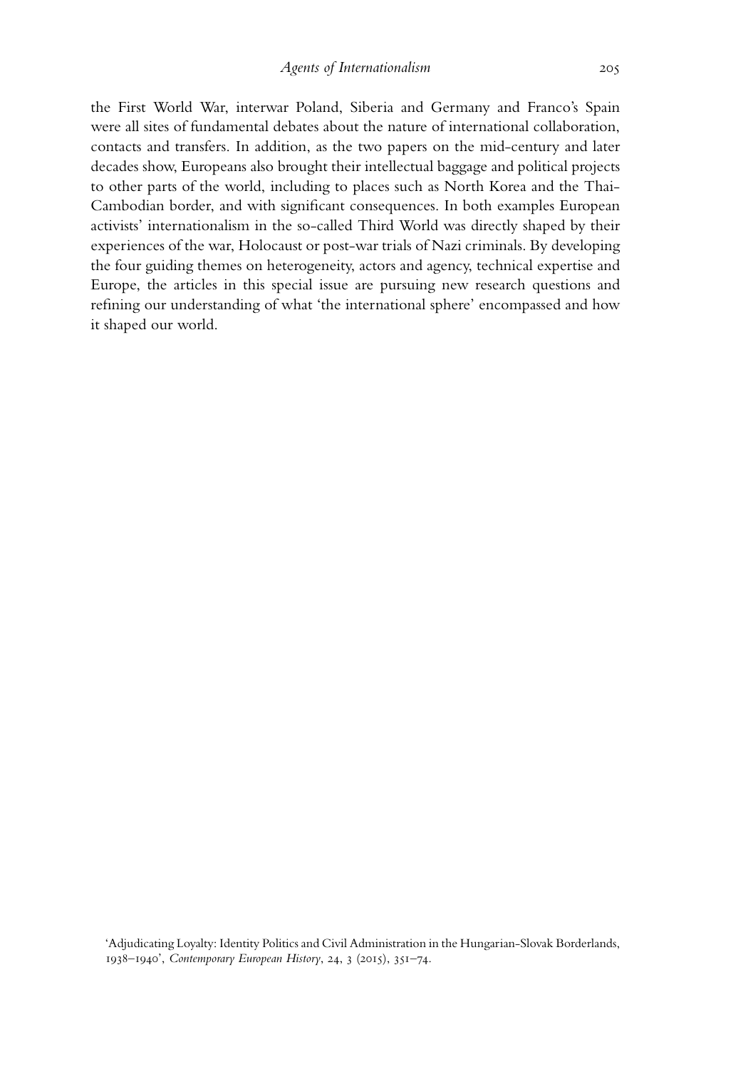the First World War, interwar Poland, Siberia and Germany and Franco's Spain were all sites of fundamental debates about the nature of international collaboration, contacts and transfers. In addition, as the two papers on the mid-century and later decades show, Europeans also brought their intellectual baggage and political projects to other parts of the world, including to places such as North Korea and the Thai-Cambodian border, and with significant consequences. In both examples European activists' internationalism in the so-called Third World was directly shaped by their experiences of the war, Holocaust or post-war trials of Nazi criminals. By developing the four guiding themes on heterogeneity, actors and agency, technical expertise and Europe, the articles in this special issue are pursuing new research questions and refining our understanding of what 'the international sphere' encompassed and how it shaped our world.

'Adjudicating Loyalty: Identity Politics and Civil Administration in the Hungarian-Slovak Borderlands, 1938–1940', *Contemporary European History*, 24, 3 (2015), 351–74.